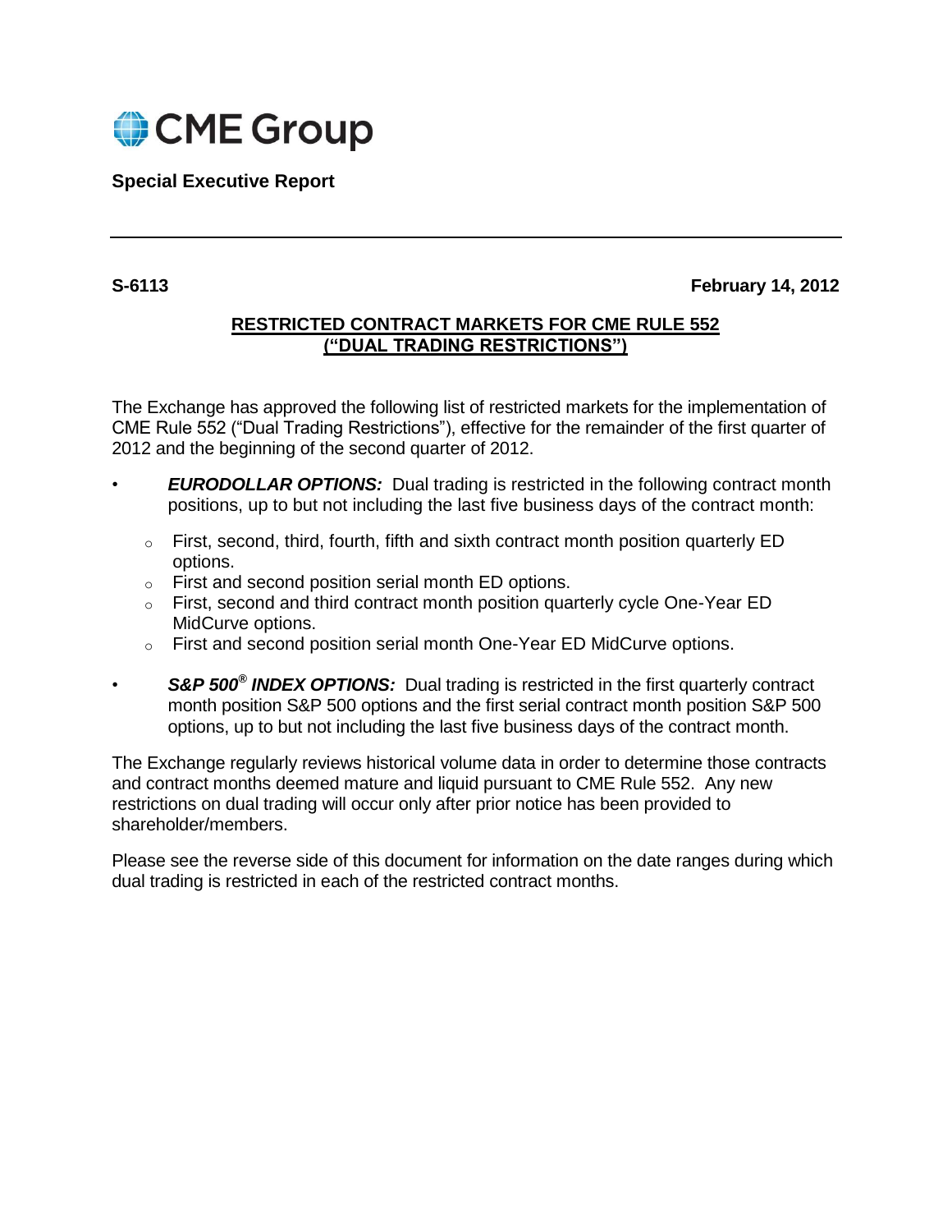CME Group

**Special Executive Report**

---

**S-6113** **February 14, 2012**

## RESTRICTED CONTRACT MARKETS FOR CME RULE 552 ("DUAL TRADING RESTRICTIONS")

The Exchange has approved the following list of restricted markets for the implementation of CME Rule 552 ("Dual Trading Restrictions"), effective for the remainder of the first quarter of 2012 and the beginning of the second quarter of 2012.

- ***EURODOLLAR OPTIONS:*** Dual trading is restricted in the following contract month positions, up to but not including the last five business days of the contract month:
  - First, second, third, fourth, fifth and sixth contract month position quarterly ED options.
  - First and second position serial month ED options.
  - First, second and third contract month position quarterly cycle One-Year ED MidCurve options.
  - First and second position serial month One-Year ED MidCurve options.
- ***S&P 500® INDEX OPTIONS:*** Dual trading is restricted in the first quarterly contract month position S&P 500 options and the first serial contract month position S&P 500 options, up to but not including the last five business days of the contract month.

The Exchange regularly reviews historical volume data in order to determine those contracts and contract months deemed mature and liquid pursuant to CME Rule 552. Any new restrictions on dual trading will occur only after prior notice has been provided to shareholder/members.

Please see the reverse side of this document for information on the date ranges during which dual trading is restricted in each of the restricted contract months.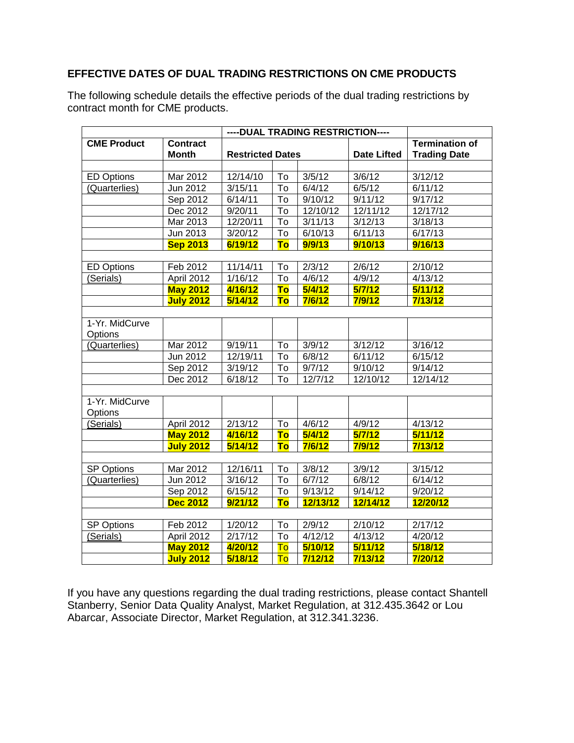**EFFECTIVE DATES OF DUAL TRADING RESTRICTIONS ON CME PRODUCTS**

The following schedule details the effective periods of the dual trading restrictions by contract month for CME products.

| | | ----DUAL TRADING RESTRICTION---- | | | | |
|---|---|---|---|---|---|---|
| **CME Product** | **Contract Month** | **Restricted Dates** | | | **Date Lifted** | **Termination of Trading Date** |
| | | | | | | |
| ED Options | Mar 2012 | 12/14/10 | To | 3/5/12 | 3/6/12 | 3/12/12 |
| (Quarterlies) | Jun 2012 | 3/15/11 | To | 6/4/12 | 6/5/12 | 6/11/12 |
| | Sep 2012 | 6/14/11 | To | 9/10/12 | 9/11/12 | 9/17/12 |
| | Dec 2012 | 9/20/11 | To | 12/10/12 | 12/11/12 | 12/17/12 |
| | Mar 2013 | 12/20/11 | To | 3/11/13 | 3/12/13 | 3/18/13 |
| | Jun 2013 | 3/20/12 | To | 6/10/13 | 6/11/13 | 6/17/13 |
| | **Sep 2013** | **6/19/12** | **To** | **9/9/13** | **9/10/13** | **9/16/13** |
| | | | | | | |
| ED Options | Feb 2012 | 11/14/11 | To | 2/3/12 | 2/6/12 | 2/10/12 |
| (Serials) | April 2012 | 1/16/12 | To | 4/6/12 | 4/9/12 | 4/13/12 |
| | **May 2012** | **4/16/12** | **To** | **5/4/12** | **5/7/12** | **5/11/12** |
| | **July 2012** | **5/14/12** | **To** | **7/6/12** | **7/9/12** | **7/13/12** |
| | | | | | | |
| 1-Yr. MidCurve Options | | | | | | |
| (Quarterlies) | Mar 2012 | 9/19/11 | To | 3/9/12 | 3/12/12 | 3/16/12 |
| | Jun 2012 | 12/19/11 | To | 6/8/12 | 6/11/12 | 6/15/12 |
| | Sep 2012 | 3/19/12 | To | 9/7/12 | 9/10/12 | 9/14/12 |
| | Dec 2012 | 6/18/12 | To | 12/7/12 | 12/10/12 | 12/14/12 |
| | | | | | | |
| 1-Yr. MidCurve Options | | | | | | |
| (Serials) | April 2012 | 2/13/12 | To | 4/6/12 | 4/9/12 | 4/13/12 |
| | **May 2012** | **4/16/12** | **To** | **5/4/12** | **5/7/12** | **5/11/12** |
| | **July 2012** | **5/14/12** | **To** | **7/6/12** | **7/9/12** | **7/13/12** |
| | | | | | | |
| SP Options | Mar 2012 | 12/16/11 | To | 3/8/12 | 3/9/12 | 3/15/12 |
| (Quarterlies) | Jun 2012 | 3/16/12 | To | 6/7/12 | 6/8/12 | 6/14/12 |
| | Sep 2012 | 6/15/12 | To | 9/13/12 | 9/14/12 | 9/20/12 |
| | **Dec 2012** | **9/21/12** | **To** | **12/13/12** | **12/14/12** | **12/20/12** |
| | | | | | | |
| SP Options | Feb 2012 | 1/20/12 | To | 2/9/12 | 2/10/12 | 2/17/12 |
| (Serials) | April 2012 | 2/17/12 | To | 4/12/12 | 4/13/12 | 4/20/12 |
| | **May 2012** | **4/20/12** | To | **5/10/12** | **5/11/12** | **5/18/12** |
| | **July 2012** | **5/18/12** | To | **7/12/12** | **7/13/12** | **7/20/12** |

If you have any questions regarding the dual trading restrictions, please contact Shantell Stanberry, Senior Data Quality Analyst, Market Regulation, at 312.435.3642 or Lou Abarcar, Associate Director, Market Regulation, at 312.341.3236.